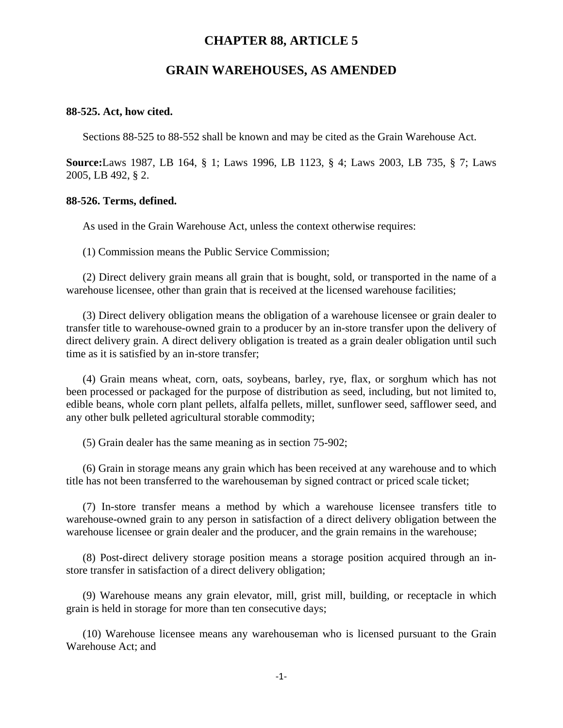# CHAPTER 88, ARTICLE 5

## GRAIN WAREHOUSES, AS AMENDED

**88-525. Act, how cited.**

Sections 88-525 to 88-552 shall be known and may be cited as the Grain Warehouse Act.

**Source:**Laws 1987, LB 164, § 1; Laws 1996, LB 1123, § 4; Laws 2003, LB 735, § 7; Laws 2005, LB 492, § 2.

**88-526. Terms, defined.**

As used in the Grain Warehouse Act, unless the context otherwise requires:

(1) Commission means the Public Service Commission;

(2) Direct delivery grain means all grain that is bought, sold, or transported in the name of a warehouse licensee, other than grain that is received at the licensed warehouse facilities;

(3) Direct delivery obligation means the obligation of a warehouse licensee or grain dealer to transfer title to warehouse-owned grain to a producer by an in-store transfer upon the delivery of direct delivery grain. A direct delivery obligation is treated as a grain dealer obligation until such time as it is satisfied by an in-store transfer;

(4) Grain means wheat, corn, oats, soybeans, barley, rye, flax, or sorghum which has not been processed or packaged for the purpose of distribution as seed, including, but not limited to, edible beans, whole corn plant pellets, alfalfa pellets, millet, sunflower seed, safflower seed, and any other bulk pelleted agricultural storable commodity;

(5) Grain dealer has the same meaning as in section 75-902;

(6) Grain in storage means any grain which has been received at any warehouse and to which title has not been transferred to the warehouseman by signed contract or priced scale ticket;

(7) In-store transfer means a method by which a warehouse licensee transfers title to warehouse-owned grain to any person in satisfaction of a direct delivery obligation between the warehouse licensee or grain dealer and the producer, and the grain remains in the warehouse;

(8) Post-direct delivery storage position means a storage position acquired through an in-store transfer in satisfaction of a direct delivery obligation;

(9) Warehouse means any grain elevator, mill, grist mill, building, or receptacle in which grain is held in storage for more than ten consecutive days;

(10) Warehouse licensee means any warehouseman who is licensed pursuant to the Grain Warehouse Act; and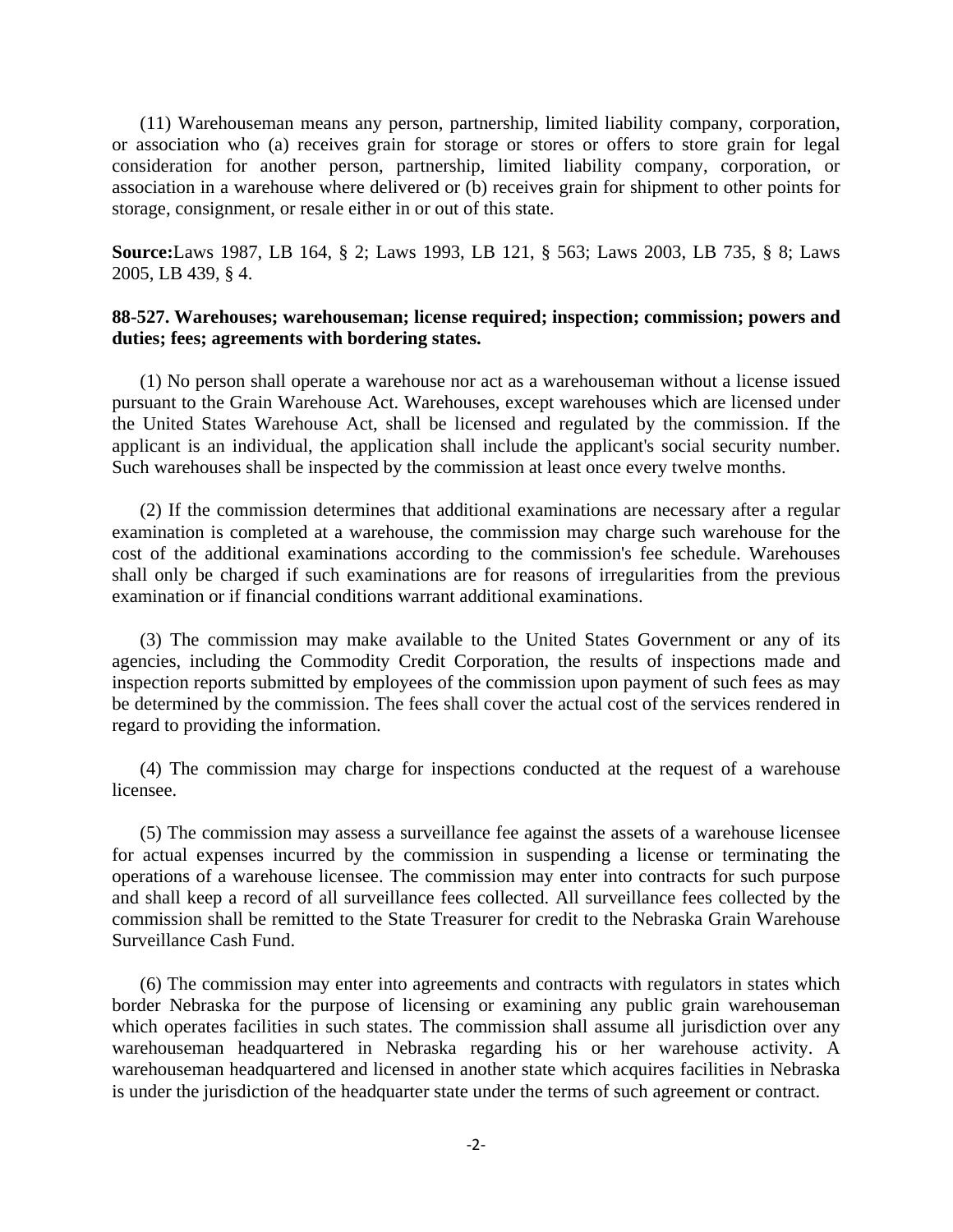(11) Warehouseman means any person, partnership, limited liability company, corporation, or association who (a) receives grain for storage or stores or offers to store grain for legal consideration for another person, partnership, limited liability company, corporation, or association in a warehouse where delivered or (b) receives grain for shipment to other points for storage, consignment, or resale either in or out of this state.

**Source:**Laws 1987, LB 164, § 2; Laws 1993, LB 121, § 563; Laws 2003, LB 735, § 8; Laws 2005, LB 439, § 4.

**88-527. Warehouses; warehouseman; license required; inspection; commission; powers and duties; fees; agreements with bordering states.**

(1) No person shall operate a warehouse nor act as a warehouseman without a license issued pursuant to the Grain Warehouse Act. Warehouses, except warehouses which are licensed under the United States Warehouse Act, shall be licensed and regulated by the commission. If the applicant is an individual, the application shall include the applicant's social security number. Such warehouses shall be inspected by the commission at least once every twelve months.

(2) If the commission determines that additional examinations are necessary after a regular examination is completed at a warehouse, the commission may charge such warehouse for the cost of the additional examinations according to the commission's fee schedule. Warehouses shall only be charged if such examinations are for reasons of irregularities from the previous examination or if financial conditions warrant additional examinations.

(3) The commission may make available to the United States Government or any of its agencies, including the Commodity Credit Corporation, the results of inspections made and inspection reports submitted by employees of the commission upon payment of such fees as may be determined by the commission. The fees shall cover the actual cost of the services rendered in regard to providing the information.

(4) The commission may charge for inspections conducted at the request of a warehouse licensee.

(5) The commission may assess a surveillance fee against the assets of a warehouse licensee for actual expenses incurred by the commission in suspending a license or terminating the operations of a warehouse licensee. The commission may enter into contracts for such purpose and shall keep a record of all surveillance fees collected. All surveillance fees collected by the commission shall be remitted to the State Treasurer for credit to the Nebraska Grain Warehouse Surveillance Cash Fund.

(6) The commission may enter into agreements and contracts with regulators in states which border Nebraska for the purpose of licensing or examining any public grain warehouseman which operates facilities in such states. The commission shall assume all jurisdiction over any warehouseman headquartered in Nebraska regarding his or her warehouse activity. A warehouseman headquartered and licensed in another state which acquires facilities in Nebraska is under the jurisdiction of the headquarter state under the terms of such agreement or contract.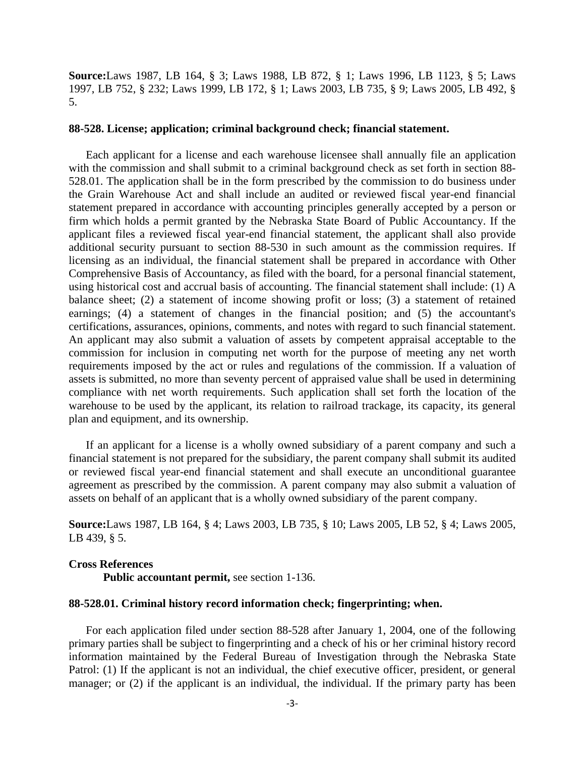**Source:** Laws 1987, LB 164, § 3; Laws 1988, LB 872, § 1; Laws 1996, LB 1123, § 5; Laws 1997, LB 752, § 232; Laws 1999, LB 172, § 1; Laws 2003, LB 735, § 9; Laws 2005, LB 492, § 5.

**88-528. License; application; criminal background check; financial statement.**

Each applicant for a license and each warehouse licensee shall annually file an application with the commission and shall submit to a criminal background check as set forth in section 88-528.01. The application shall be in the form prescribed by the commission to do business under the Grain Warehouse Act and shall include an audited or reviewed fiscal year-end financial statement prepared in accordance with accounting principles generally accepted by a person or firm which holds a permit granted by the Nebraska State Board of Public Accountancy. If the applicant files a reviewed fiscal year-end financial statement, the applicant shall also provide additional security pursuant to section 88-530 in such amount as the commission requires. If licensing as an individual, the financial statement shall be prepared in accordance with Other Comprehensive Basis of Accountancy, as filed with the board, for a personal financial statement, using historical cost and accrual basis of accounting. The financial statement shall include: (1) A balance sheet; (2) a statement of income showing profit or loss; (3) a statement of retained earnings; (4) a statement of changes in the financial position; and (5) the accountant's certifications, assurances, opinions, comments, and notes with regard to such financial statement. An applicant may also submit a valuation of assets by competent appraisal acceptable to the commission for inclusion in computing net worth for the purpose of meeting any net worth requirements imposed by the act or rules and regulations of the commission. If a valuation of assets is submitted, no more than seventy percent of appraised value shall be used in determining compliance with net worth requirements. Such application shall set forth the location of the warehouse to be used by the applicant, its relation to railroad trackage, its capacity, its general plan and equipment, and its ownership.

If an applicant for a license is a wholly owned subsidiary of a parent company and such a financial statement is not prepared for the subsidiary, the parent company shall submit its audited or reviewed fiscal year-end financial statement and shall execute an unconditional guarantee agreement as prescribed by the commission. A parent company may also submit a valuation of assets on behalf of an applicant that is a wholly owned subsidiary of the parent company.

**Source:** Laws 1987, LB 164, § 4; Laws 2003, LB 735, § 10; Laws 2005, LB 52, § 4; Laws 2005, LB 439, § 5.

**Cross References**

**Public accountant permit,** see section 1-136.

**88-528.01. Criminal history record information check; fingerprinting; when.**

For each application filed under section 88-528 after January 1, 2004, one of the following primary parties shall be subject to fingerprinting and a check of his or her criminal history record information maintained by the Federal Bureau of Investigation through the Nebraska State Patrol: (1) If the applicant is not an individual, the chief executive officer, president, or general manager; or (2) if the applicant is an individual, the individual. If the primary party has been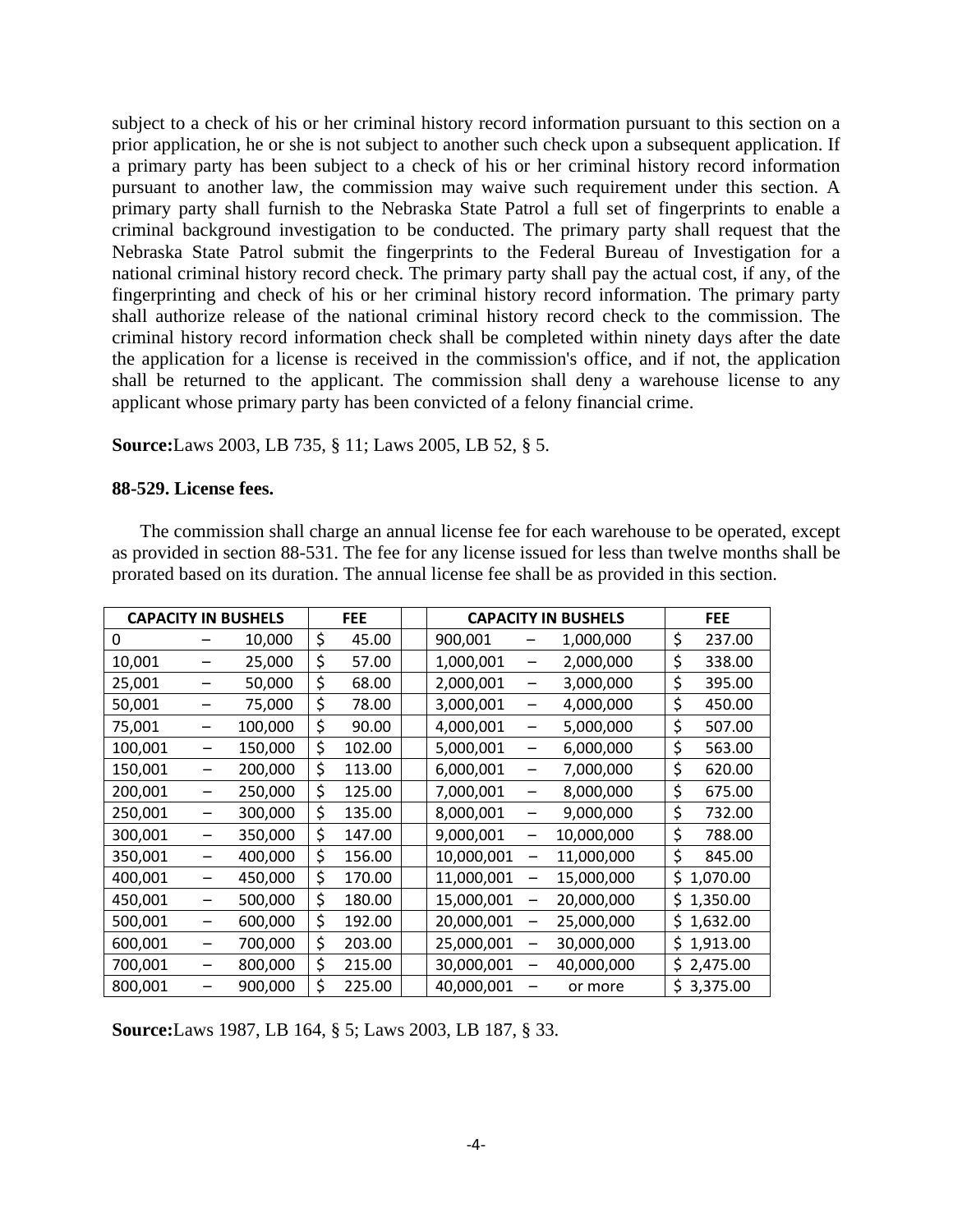subject to a check of his or her criminal history record information pursuant to this section on a prior application, he or she is not subject to another such check upon a subsequent application. If a primary party has been subject to a check of his or her criminal history record information pursuant to another law, the commission may waive such requirement under this section. A primary party shall furnish to the Nebraska State Patrol a full set of fingerprints to enable a criminal background investigation to be conducted. The primary party shall request that the Nebraska State Patrol submit the fingerprints to the Federal Bureau of Investigation for a national criminal history record check. The primary party shall pay the actual cost, if any, of the fingerprinting and check of his or her criminal history record information. The primary party shall authorize release of the national criminal history record check to the commission. The criminal history record information check shall be completed within ninety days after the date the application for a license is received in the commission's office, and if not, the application shall be returned to the applicant. The commission shall deny a warehouse license to any applicant whose primary party has been convicted of a felony financial crime.

**Source:**Laws 2003, LB 735, § 11; Laws 2005, LB 52, § 5.

**88-529. License fees.**

The commission shall charge an annual license fee for each warehouse to be operated, except as provided in section 88-531. The fee for any license issued for less than twelve months shall be prorated based on its duration. The annual license fee shall be as provided in this section.

| CAPACITY IN BUSHELS | FEE | CAPACITY IN BUSHELS | FEE |
|---|---|---|---|
| 0 – 10,000 | $ 45.00 | 900,001 – 1,000,000 | $ 237.00 |
| 10,001 – 25,000 | $ 57.00 | 1,000,001 – 2,000,000 | $ 338.00 |
| 25,001 – 50,000 | $ 68.00 | 2,000,001 – 3,000,000 | $ 395.00 |
| 50,001 – 75,000 | $ 78.00 | 3,000,001 – 4,000,000 | $ 450.00 |
| 75,001 – 100,000 | $ 90.00 | 4,000,001 – 5,000,000 | $ 507.00 |
| 100,001 – 150,000 | $ 102.00 | 5,000,001 – 6,000,000 | $ 563.00 |
| 150,001 – 200,000 | $ 113.00 | 6,000,001 – 7,000,000 | $ 620.00 |
| 200,001 – 250,000 | $ 125.00 | 7,000,001 – 8,000,000 | $ 675.00 |
| 250,001 – 300,000 | $ 135.00 | 8,000,001 – 9,000,000 | $ 732.00 |
| 300,001 – 350,000 | $ 147.00 | 9,000,001 – 10,000,000 | $ 788.00 |
| 350,001 – 400,000 | $ 156.00 | 10,000,001 – 11,000,000 | $ 845.00 |
| 400,001 – 450,000 | $ 170.00 | 11,000,001 – 15,000,000 | $ 1,070.00 |
| 450,001 – 500,000 | $ 180.00 | 15,000,001 – 20,000,000 | $ 1,350.00 |
| 500,001 – 600,000 | $ 192.00 | 20,000,001 – 25,000,000 | $ 1,632.00 |
| 600,001 – 700,000 | $ 203.00 | 25,000,001 – 30,000,000 | $ 1,913.00 |
| 700,001 – 800,000 | $ 215.00 | 30,000,001 – 40,000,000 | $ 2,475.00 |
| 800,001 – 900,000 | $ 225.00 | 40,000,001 – or more | $ 3,375.00 |

**Source:**Laws 1987, LB 164, § 5; Laws 2003, LB 187, § 33.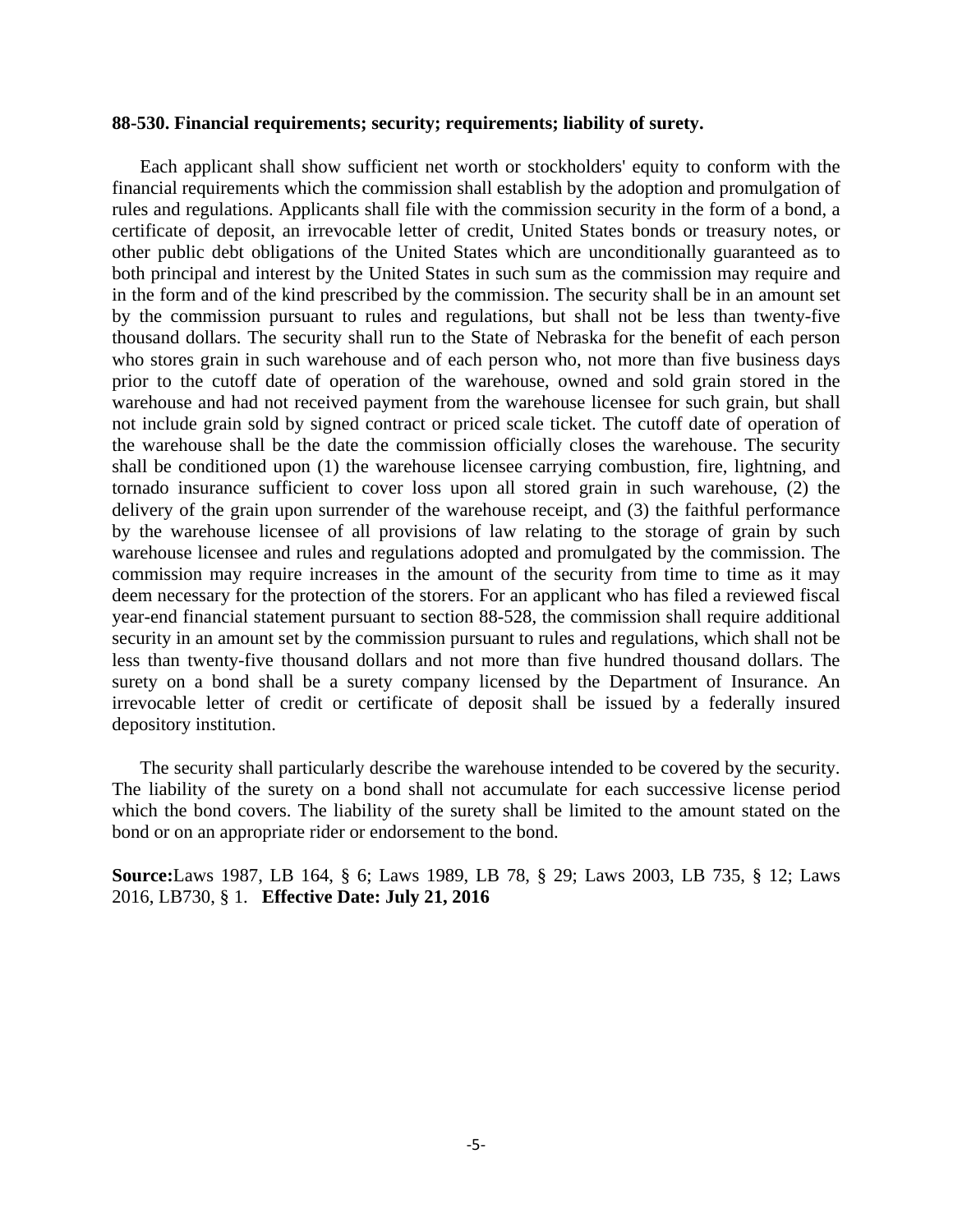**88-530. Financial requirements; security; requirements; liability of surety.**

Each applicant shall show sufficient net worth or stockholders' equity to conform with the financial requirements which the commission shall establish by the adoption and promulgation of rules and regulations. Applicants shall file with the commission security in the form of a bond, a certificate of deposit, an irrevocable letter of credit, United States bonds or treasury notes, or other public debt obligations of the United States which are unconditionally guaranteed as to both principal and interest by the United States in such sum as the commission may require and in the form and of the kind prescribed by the commission. The security shall be in an amount set by the commission pursuant to rules and regulations, but shall not be less than twenty-five thousand dollars. The security shall run to the State of Nebraska for the benefit of each person who stores grain in such warehouse and of each person who, not more than five business days prior to the cutoff date of operation of the warehouse, owned and sold grain stored in the warehouse and had not received payment from the warehouse licensee for such grain, but shall not include grain sold by signed contract or priced scale ticket. The cutoff date of operation of the warehouse shall be the date the commission officially closes the warehouse. The security shall be conditioned upon (1) the warehouse licensee carrying combustion, fire, lightning, and tornado insurance sufficient to cover loss upon all stored grain in such warehouse, (2) the delivery of the grain upon surrender of the warehouse receipt, and (3) the faithful performance by the warehouse licensee of all provisions of law relating to the storage of grain by such warehouse licensee and rules and regulations adopted and promulgated by the commission. The commission may require increases in the amount of the security from time to time as it may deem necessary for the protection of the storers. For an applicant who has filed a reviewed fiscal year-end financial statement pursuant to section 88-528, the commission shall require additional security in an amount set by the commission pursuant to rules and regulations, which shall not be less than twenty-five thousand dollars and not more than five hundred thousand dollars. The surety on a bond shall be a surety company licensed by the Department of Insurance. An irrevocable letter of credit or certificate of deposit shall be issued by a federally insured depository institution.

The security shall particularly describe the warehouse intended to be covered by the security. The liability of the surety on a bond shall not accumulate for each successive license period which the bond covers. The liability of the surety shall be limited to the amount stated on the bond or on an appropriate rider or endorsement to the bond.

**Source:**Laws 1987, LB 164, § 6; Laws 1989, LB 78, § 29; Laws 2003, LB 735, § 12; Laws 2016, LB730, § 1. **Effective Date: July 21, 2016**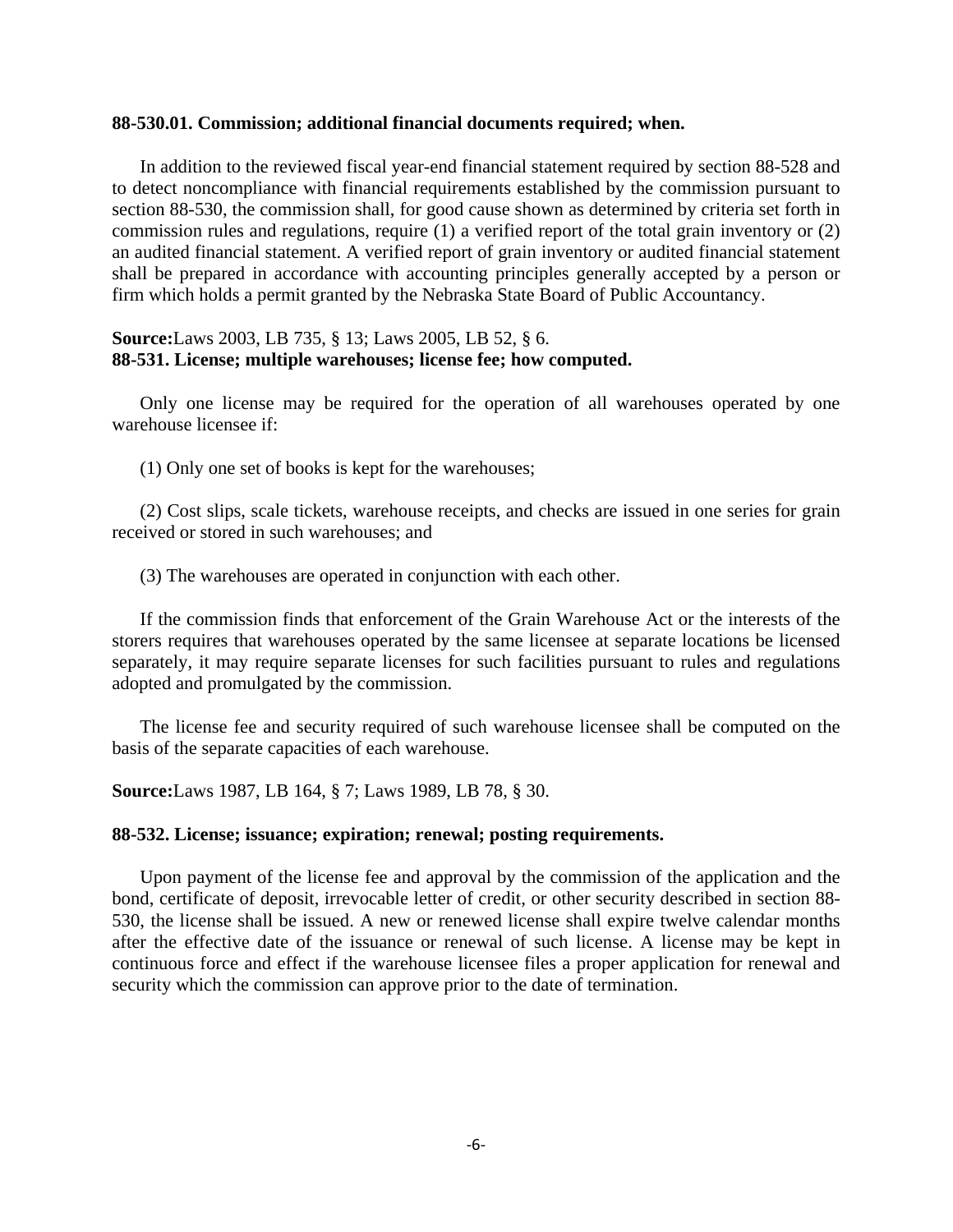**88-530.01. Commission; additional financial documents required; when.**

In addition to the reviewed fiscal year-end financial statement required by section 88-528 and to detect noncompliance with financial requirements established by the commission pursuant to section 88-530, the commission shall, for good cause shown as determined by criteria set forth in commission rules and regulations, require (1) a verified report of the total grain inventory or (2) an audited financial statement. A verified report of grain inventory or audited financial statement shall be prepared in accordance with accounting principles generally accepted by a person or firm which holds a permit granted by the Nebraska State Board of Public Accountancy.

**Source:**Laws 2003, LB 735, § 13; Laws 2005, LB 52, § 6.

**88-531. License; multiple warehouses; license fee; how computed.**

Only one license may be required for the operation of all warehouses operated by one warehouse licensee if:

(1) Only one set of books is kept for the warehouses;

(2) Cost slips, scale tickets, warehouse receipts, and checks are issued in one series for grain received or stored in such warehouses; and

(3) The warehouses are operated in conjunction with each other.

If the commission finds that enforcement of the Grain Warehouse Act or the interests of the storers requires that warehouses operated by the same licensee at separate locations be licensed separately, it may require separate licenses for such facilities pursuant to rules and regulations adopted and promulgated by the commission.

The license fee and security required of such warehouse licensee shall be computed on the basis of the separate capacities of each warehouse.

**Source:**Laws 1987, LB 164, § 7; Laws 1989, LB 78, § 30.

**88-532. License; issuance; expiration; renewal; posting requirements.**

Upon payment of the license fee and approval by the commission of the application and the bond, certificate of deposit, irrevocable letter of credit, or other security described in section 88-530, the license shall be issued. A new or renewed license shall expire twelve calendar months after the effective date of the issuance or renewal of such license. A license may be kept in continuous force and effect if the warehouse licensee files a proper application for renewal and security which the commission can approve prior to the date of termination.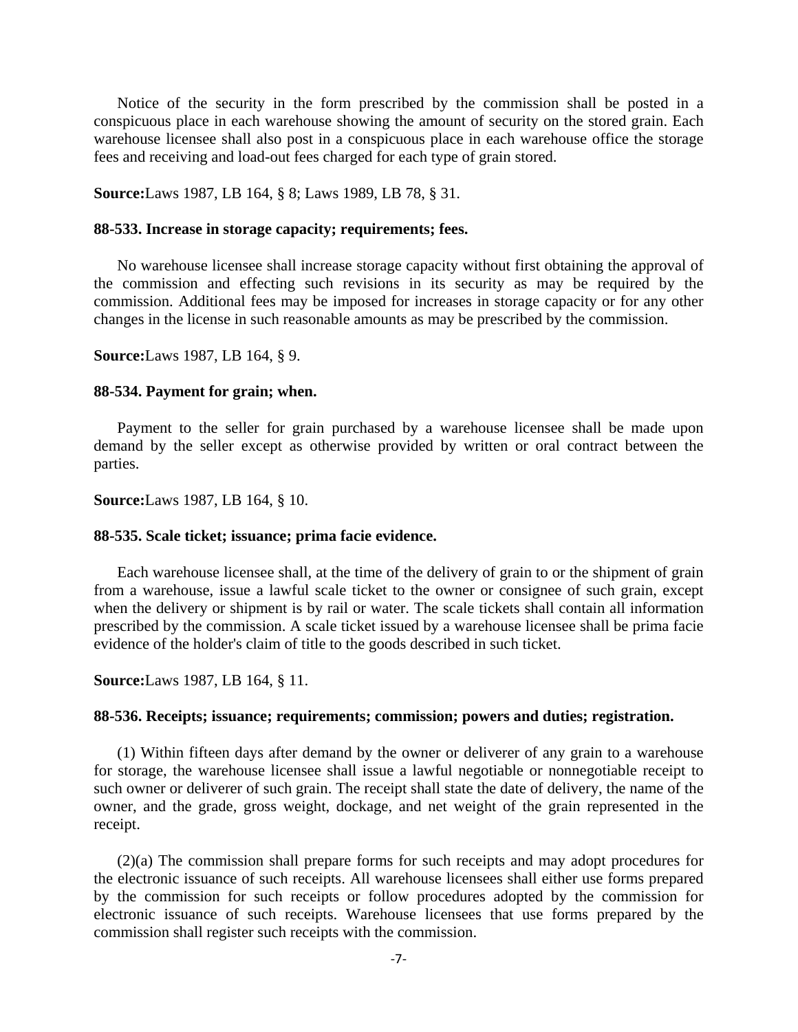Notice of the security in the form prescribed by the commission shall be posted in a conspicuous place in each warehouse showing the amount of security on the stored grain. Each warehouse licensee shall also post in a conspicuous place in each warehouse office the storage fees and receiving and load-out fees charged for each type of grain stored.

**Source:**Laws 1987, LB 164, § 8; Laws 1989, LB 78, § 31.

**88-533. Increase in storage capacity; requirements; fees.**

No warehouse licensee shall increase storage capacity without first obtaining the approval of the commission and effecting such revisions in its security as may be required by the commission. Additional fees may be imposed for increases in storage capacity or for any other changes in the license in such reasonable amounts as may be prescribed by the commission.

**Source:**Laws 1987, LB 164, § 9.

**88-534. Payment for grain; when.**

Payment to the seller for grain purchased by a warehouse licensee shall be made upon demand by the seller except as otherwise provided by written or oral contract between the parties.

**Source:**Laws 1987, LB 164, § 10.

**88-535. Scale ticket; issuance; prima facie evidence.**

Each warehouse licensee shall, at the time of the delivery of grain to or the shipment of grain from a warehouse, issue a lawful scale ticket to the owner or consignee of such grain, except when the delivery or shipment is by rail or water. The scale tickets shall contain all information prescribed by the commission. A scale ticket issued by a warehouse licensee shall be prima facie evidence of the holder's claim of title to the goods described in such ticket.

**Source:**Laws 1987, LB 164, § 11.

**88-536. Receipts; issuance; requirements; commission; powers and duties; registration.**

(1) Within fifteen days after demand by the owner or deliverer of any grain to a warehouse for storage, the warehouse licensee shall issue a lawful negotiable or nonnegotiable receipt to such owner or deliverer of such grain. The receipt shall state the date of delivery, the name of the owner, and the grade, gross weight, dockage, and net weight of the grain represented in the receipt.

(2)(a) The commission shall prepare forms for such receipts and may adopt procedures for the electronic issuance of such receipts. All warehouse licensees shall either use forms prepared by the commission for such receipts or follow procedures adopted by the commission for electronic issuance of such receipts. Warehouse licensees that use forms prepared by the commission shall register such receipts with the commission.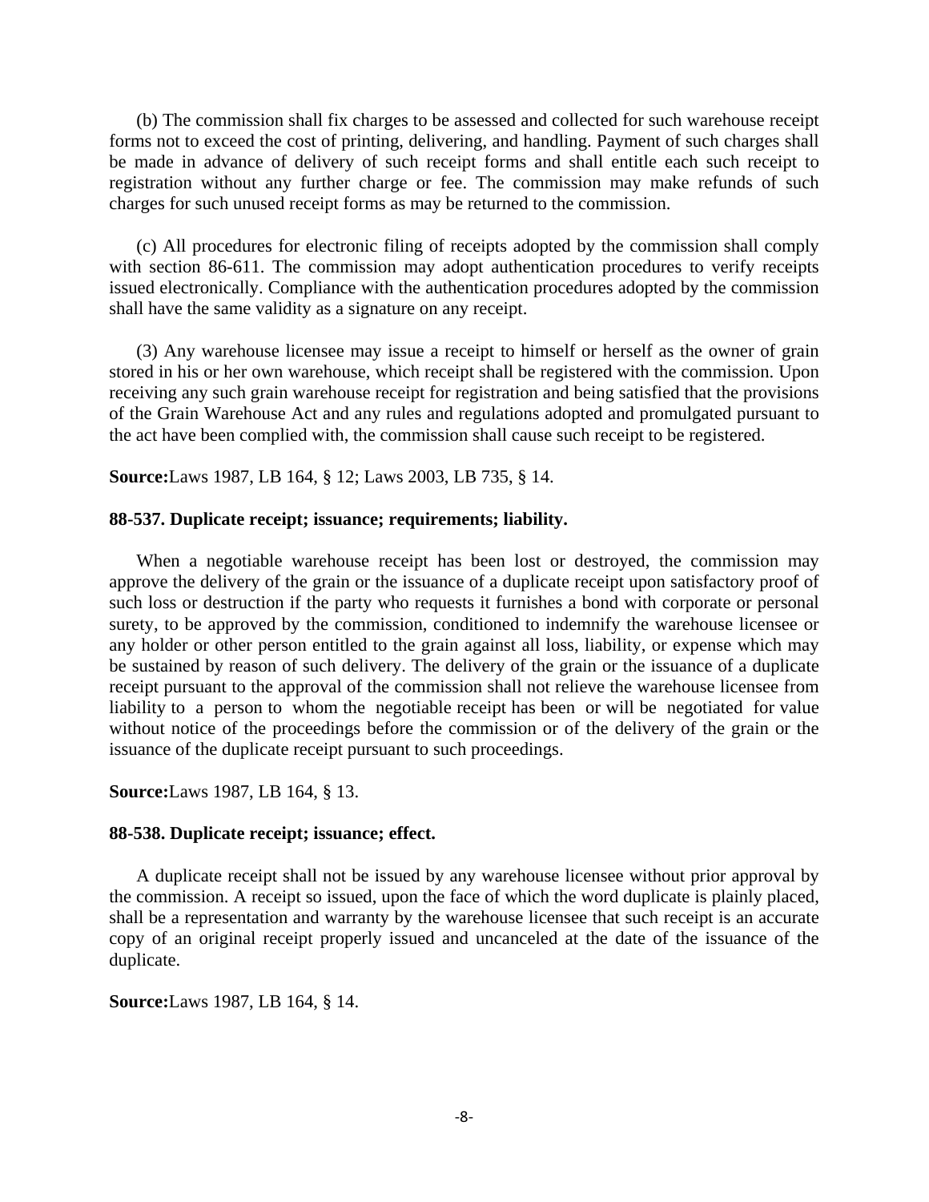(b) The commission shall fix charges to be assessed and collected for such warehouse receipt forms not to exceed the cost of printing, delivering, and handling. Payment of such charges shall be made in advance of delivery of such receipt forms and shall entitle each such receipt to registration without any further charge or fee. The commission may make refunds of such charges for such unused receipt forms as may be returned to the commission.

(c) All procedures for electronic filing of receipts adopted by the commission shall comply with section 86-611. The commission may adopt authentication procedures to verify receipts issued electronically. Compliance with the authentication procedures adopted by the commission shall have the same validity as a signature on any receipt.

(3) Any warehouse licensee may issue a receipt to himself or herself as the owner of grain stored in his or her own warehouse, which receipt shall be registered with the commission. Upon receiving any such grain warehouse receipt for registration and being satisfied that the provisions of the Grain Warehouse Act and any rules and regulations adopted and promulgated pursuant to the act have been complied with, the commission shall cause such receipt to be registered.

**Source:**Laws 1987, LB 164, § 12; Laws 2003, LB 735, § 14.

**88-537. Duplicate receipt; issuance; requirements; liability.**

When a negotiable warehouse receipt has been lost or destroyed, the commission may approve the delivery of the grain or the issuance of a duplicate receipt upon satisfactory proof of such loss or destruction if the party who requests it furnishes a bond with corporate or personal surety, to be approved by the commission, conditioned to indemnify the warehouse licensee or any holder or other person entitled to the grain against all loss, liability, or expense which may be sustained by reason of such delivery. The delivery of the grain or the issuance of a duplicate receipt pursuant to the approval of the commission shall not relieve the warehouse licensee from liability to a person to whom the negotiable receipt has been or will be negotiated for value without notice of the proceedings before the commission or of the delivery of the grain or the issuance of the duplicate receipt pursuant to such proceedings.

**Source:**Laws 1987, LB 164, § 13.

**88-538. Duplicate receipt; issuance; effect.**

A duplicate receipt shall not be issued by any warehouse licensee without prior approval by the commission. A receipt so issued, upon the face of which the word duplicate is plainly placed, shall be a representation and warranty by the warehouse licensee that such receipt is an accurate copy of an original receipt properly issued and uncanceled at the date of the issuance of the duplicate.

**Source:**Laws 1987, LB 164, § 14.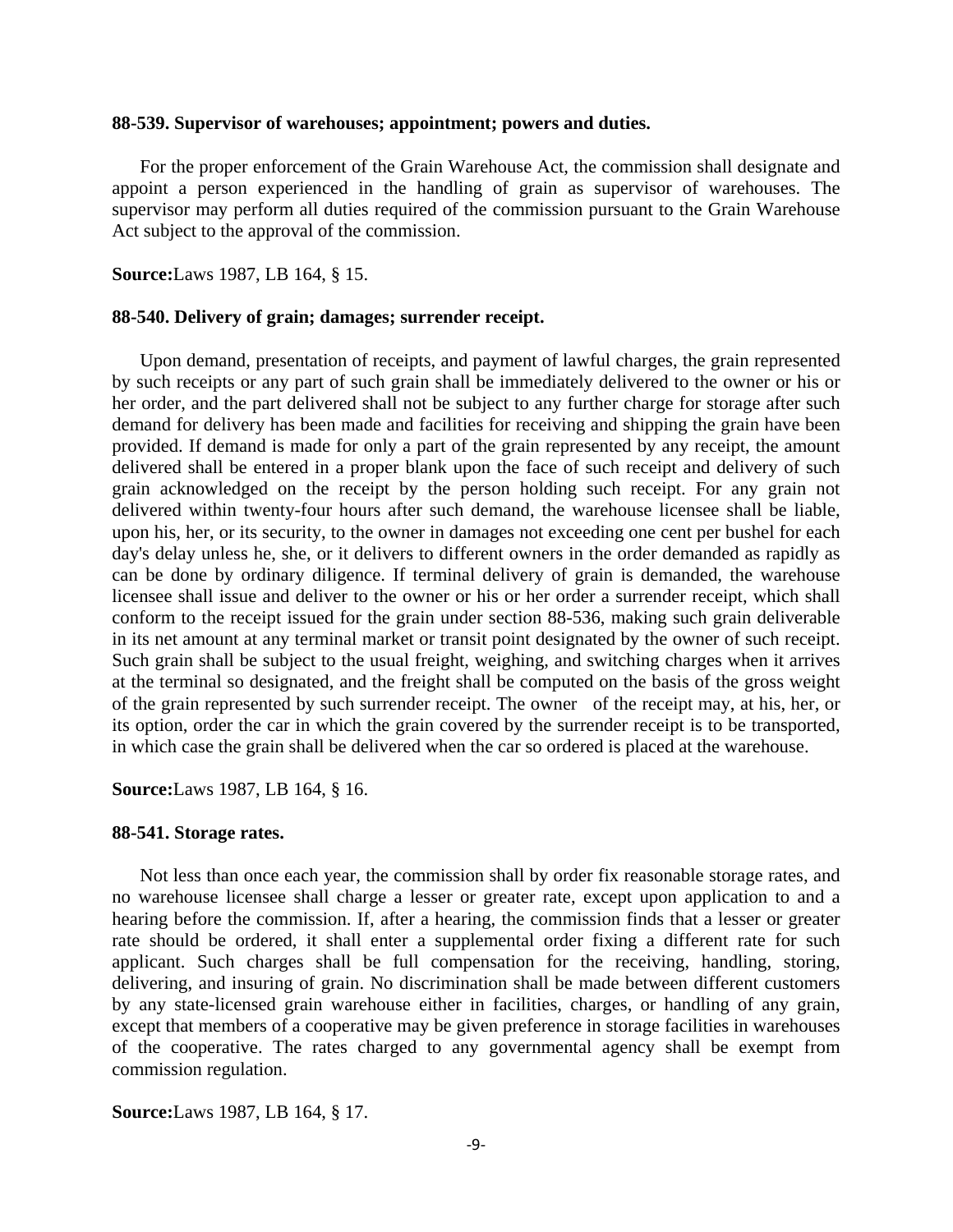**88-539. Supervisor of warehouses; appointment; powers and duties.**

For the proper enforcement of the Grain Warehouse Act, the commission shall designate and appoint a person experienced in the handling of grain as supervisor of warehouses. The supervisor may perform all duties required of the commission pursuant to the Grain Warehouse Act subject to the approval of the commission.

**Source:**Laws 1987, LB 164, § 15.

**88-540. Delivery of grain; damages; surrender receipt.**

Upon demand, presentation of receipts, and payment of lawful charges, the grain represented by such receipts or any part of such grain shall be immediately delivered to the owner or his or her order, and the part delivered shall not be subject to any further charge for storage after such demand for delivery has been made and facilities for receiving and shipping the grain have been provided. If demand is made for only a part of the grain represented by any receipt, the amount delivered shall be entered in a proper blank upon the face of such receipt and delivery of such grain acknowledged on the receipt by the person holding such receipt. For any grain not delivered within twenty-four hours after such demand, the warehouse licensee shall be liable, upon his, her, or its security, to the owner in damages not exceeding one cent per bushel for each day's delay unless he, she, or it delivers to different owners in the order demanded as rapidly as can be done by ordinary diligence. If terminal delivery of grain is demanded, the warehouse licensee shall issue and deliver to the owner or his or her order a surrender receipt, which shall conform to the receipt issued for the grain under section 88-536, making such grain deliverable in its net amount at any terminal market or transit point designated by the owner of such receipt. Such grain shall be subject to the usual freight, weighing, and switching charges when it arrives at the terminal so designated, and the freight shall be computed on the basis of the gross weight of the grain represented by such surrender receipt. The owner of the receipt may, at his, her, or its option, order the car in which the grain covered by the surrender receipt is to be transported, in which case the grain shall be delivered when the car so ordered is placed at the warehouse.

**Source:**Laws 1987, LB 164, § 16.

**88-541. Storage rates.**

Not less than once each year, the commission shall by order fix reasonable storage rates, and no warehouse licensee shall charge a lesser or greater rate, except upon application to and a hearing before the commission. If, after a hearing, the commission finds that a lesser or greater rate should be ordered, it shall enter a supplemental order fixing a different rate for such applicant. Such charges shall be full compensation for the receiving, handling, storing, delivering, and insuring of grain. No discrimination shall be made between different customers by any state-licensed grain warehouse either in facilities, charges, or handling of any grain, except that members of a cooperative may be given preference in storage facilities in warehouses of the cooperative. The rates charged to any governmental agency shall be exempt from commission regulation.

**Source:**Laws 1987, LB 164, § 17.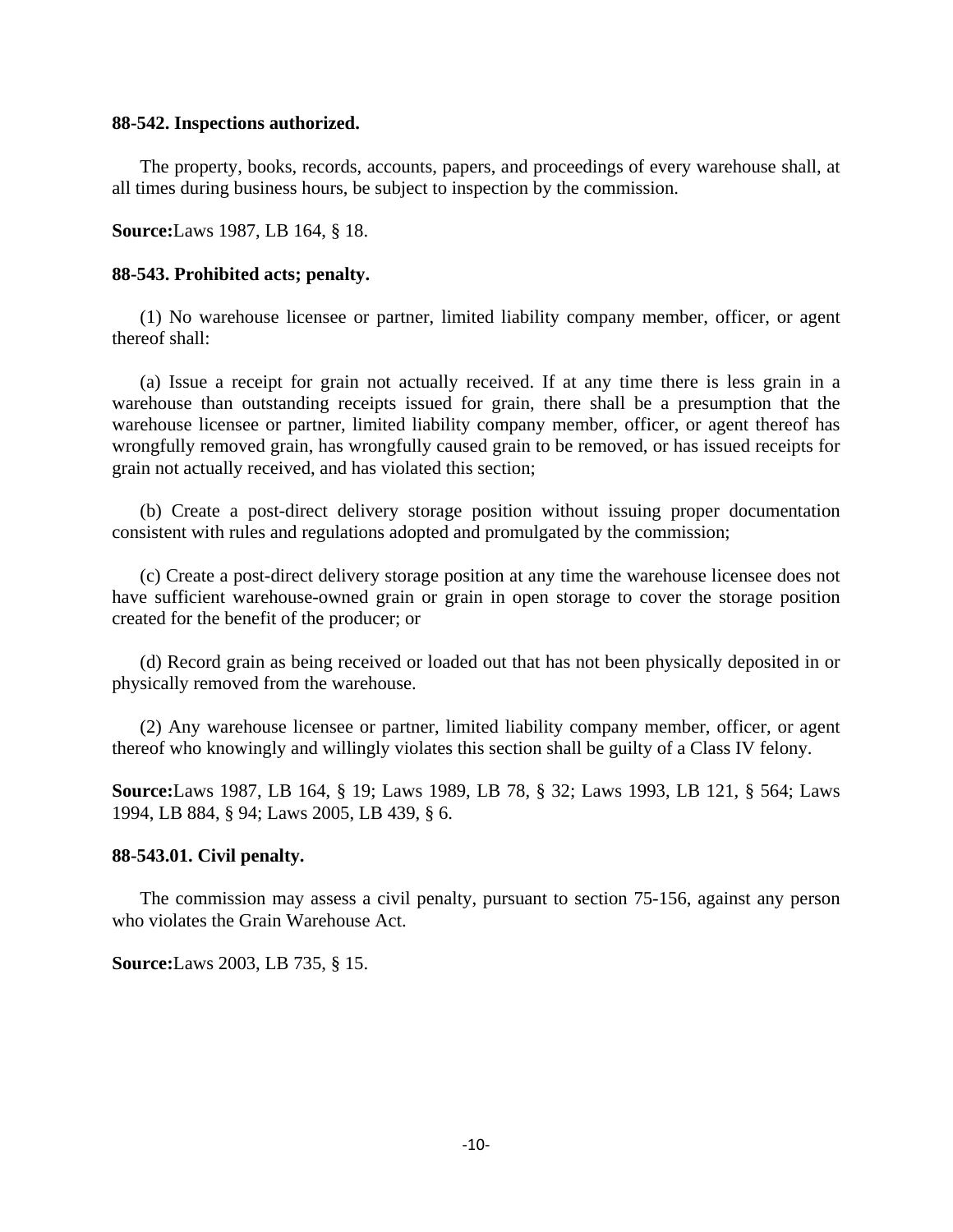**88-542. Inspections authorized.**

The property, books, records, accounts, papers, and proceedings of every warehouse shall, at all times during business hours, be subject to inspection by the commission.

**Source:**Laws 1987, LB 164, § 18.

**88-543. Prohibited acts; penalty.**

(1) No warehouse licensee or partner, limited liability company member, officer, or agent thereof shall:

(a) Issue a receipt for grain not actually received. If at any time there is less grain in a warehouse than outstanding receipts issued for grain, there shall be a presumption that the warehouse licensee or partner, limited liability company member, officer, or agent thereof has wrongfully removed grain, has wrongfully caused grain to be removed, or has issued receipts for grain not actually received, and has violated this section;

(b) Create a post-direct delivery storage position without issuing proper documentation consistent with rules and regulations adopted and promulgated by the commission;

(c) Create a post-direct delivery storage position at any time the warehouse licensee does not have sufficient warehouse-owned grain or grain in open storage to cover the storage position created for the benefit of the producer; or

(d) Record grain as being received or loaded out that has not been physically deposited in or physically removed from the warehouse.

(2) Any warehouse licensee or partner, limited liability company member, officer, or agent thereof who knowingly and willingly violates this section shall be guilty of a Class IV felony.

**Source:**Laws 1987, LB 164, § 19; Laws 1989, LB 78, § 32; Laws 1993, LB 121, § 564; Laws 1994, LB 884, § 94; Laws 2005, LB 439, § 6.

**88-543.01. Civil penalty.**

The commission may assess a civil penalty, pursuant to section 75-156, against any person who violates the Grain Warehouse Act.

**Source:**Laws 2003, LB 735, § 15.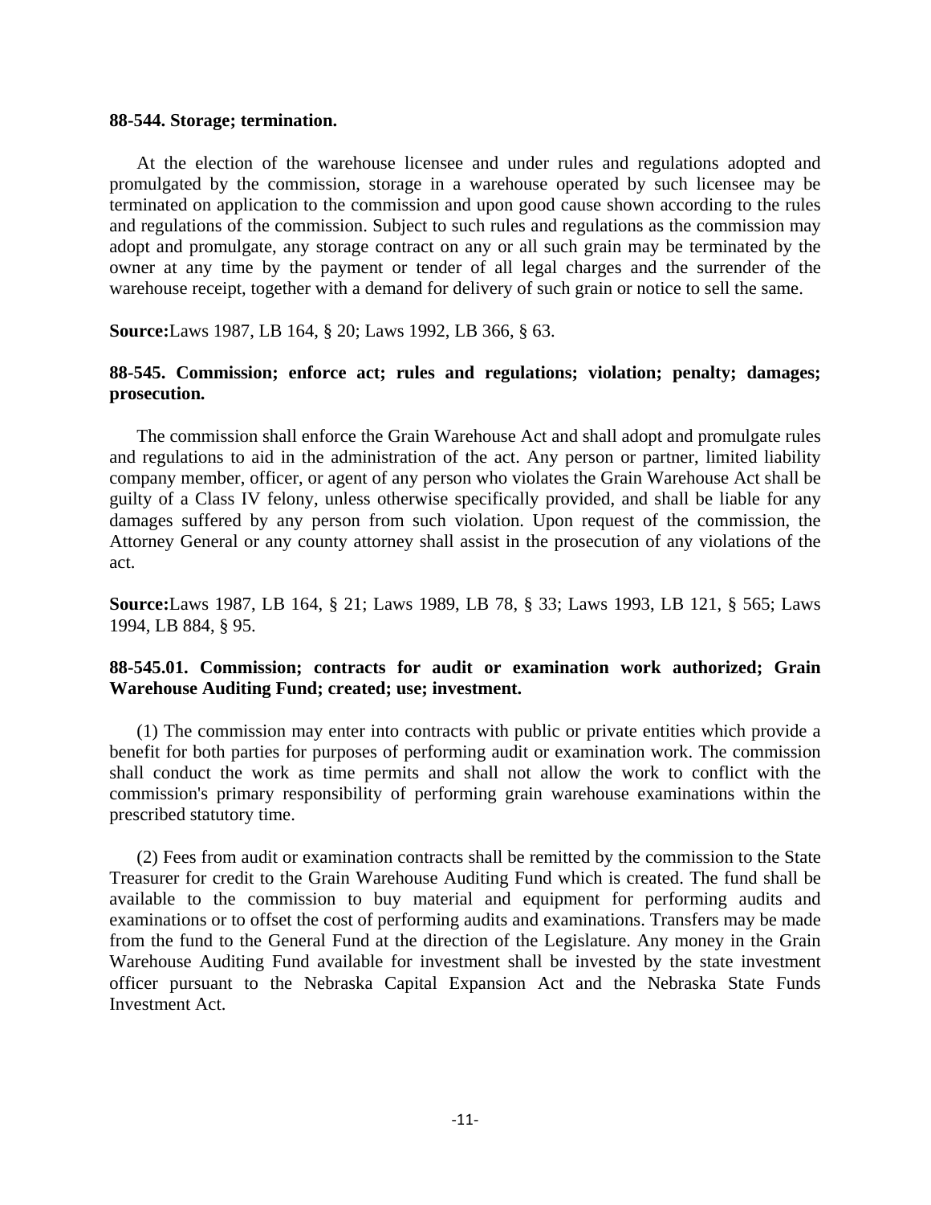**88-544. Storage; termination.**

At the election of the warehouse licensee and under rules and regulations adopted and promulgated by the commission, storage in a warehouse operated by such licensee may be terminated on application to the commission and upon good cause shown according to the rules and regulations of the commission. Subject to such rules and regulations as the commission may adopt and promulgate, any storage contract on any or all such grain may be terminated by the owner at any time by the payment or tender of all legal charges and the surrender of the warehouse receipt, together with a demand for delivery of such grain or notice to sell the same.

**Source:**Laws 1987, LB 164, § 20; Laws 1992, LB 366, § 63.

**88-545. Commission; enforce act; rules and regulations; violation; penalty; damages; prosecution.**

The commission shall enforce the Grain Warehouse Act and shall adopt and promulgate rules and regulations to aid in the administration of the act. Any person or partner, limited liability company member, officer, or agent of any person who violates the Grain Warehouse Act shall be guilty of a Class IV felony, unless otherwise specifically provided, and shall be liable for any damages suffered by any person from such violation. Upon request of the commission, the Attorney General or any county attorney shall assist in the prosecution of any violations of the act.

**Source:**Laws 1987, LB 164, § 21; Laws 1989, LB 78, § 33; Laws 1993, LB 121, § 565; Laws 1994, LB 884, § 95.

**88-545.01. Commission; contracts for audit or examination work authorized; Grain Warehouse Auditing Fund; created; use; investment.**

(1) The commission may enter into contracts with public or private entities which provide a benefit for both parties for purposes of performing audit or examination work. The commission shall conduct the work as time permits and shall not allow the work to conflict with the commission's primary responsibility of performing grain warehouse examinations within the prescribed statutory time.

(2) Fees from audit or examination contracts shall be remitted by the commission to the State Treasurer for credit to the Grain Warehouse Auditing Fund which is created. The fund shall be available to the commission to buy material and equipment for performing audits and examinations or to offset the cost of performing audits and examinations. Transfers may be made from the fund to the General Fund at the direction of the Legislature. Any money in the Grain Warehouse Auditing Fund available for investment shall be invested by the state investment officer pursuant to the Nebraska Capital Expansion Act and the Nebraska State Funds Investment Act.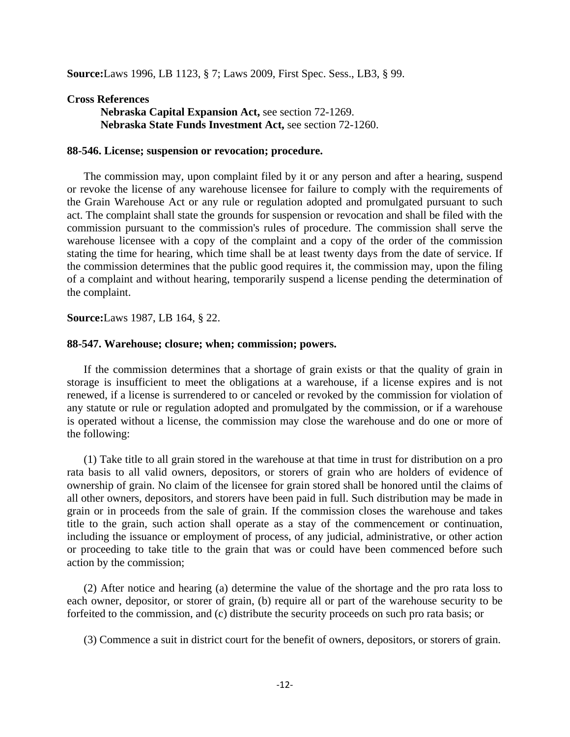**Source:**Laws 1996, LB 1123, § 7; Laws 2009, First Spec. Sess., LB3, § 99.

**Cross References**

**Nebraska Capital Expansion Act,** see section 72-1269.
**Nebraska State Funds Investment Act,** see section 72-1260.

**88-546. License; suspension or revocation; procedure.**

The commission may, upon complaint filed by it or any person and after a hearing, suspend or revoke the license of any warehouse licensee for failure to comply with the requirements of the Grain Warehouse Act or any rule or regulation adopted and promulgated pursuant to such act. The complaint shall state the grounds for suspension or revocation and shall be filed with the commission pursuant to the commission's rules of procedure. The commission shall serve the warehouse licensee with a copy of the complaint and a copy of the order of the commission stating the time for hearing, which time shall be at least twenty days from the date of service. If the commission determines that the public good requires it, the commission may, upon the filing of a complaint and without hearing, temporarily suspend a license pending the determination of the complaint.

**Source:**Laws 1987, LB 164, § 22.

**88-547. Warehouse; closure; when; commission; powers.**

If the commission determines that a shortage of grain exists or that the quality of grain in storage is insufficient to meet the obligations at a warehouse, if a license expires and is not renewed, if a license is surrendered to or canceled or revoked by the commission for violation of any statute or rule or regulation adopted and promulgated by the commission, or if a warehouse is operated without a license, the commission may close the warehouse and do one or more of the following:

(1) Take title to all grain stored in the warehouse at that time in trust for distribution on a pro rata basis to all valid owners, depositors, or storers of grain who are holders of evidence of ownership of grain. No claim of the licensee for grain stored shall be honored until the claims of all other owners, depositors, and storers have been paid in full. Such distribution may be made in grain or in proceeds from the sale of grain. If the commission closes the warehouse and takes title to the grain, such action shall operate as a stay of the commencement or continuation, including the issuance or employment of process, of any judicial, administrative, or other action or proceeding to take title to the grain that was or could have been commenced before such action by the commission;

(2) After notice and hearing (a) determine the value of the shortage and the pro rata loss to each owner, depositor, or storer of grain, (b) require all or part of the warehouse security to be forfeited to the commission, and (c) distribute the security proceeds on such pro rata basis; or

(3) Commence a suit in district court for the benefit of owners, depositors, or storers of grain.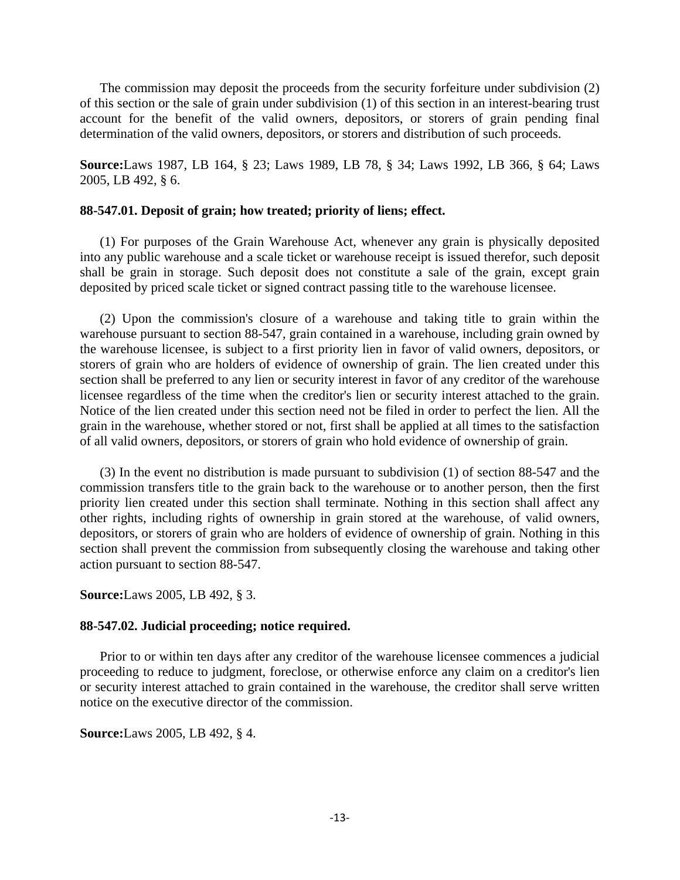The commission may deposit the proceeds from the security forfeiture under subdivision (2) of this section or the sale of grain under subdivision (1) of this section in an interest-bearing trust account for the benefit of the valid owners, depositors, or storers of grain pending final determination of the valid owners, depositors, or storers and distribution of such proceeds.

**Source:**Laws 1987, LB 164, § 23; Laws 1989, LB 78, § 34; Laws 1992, LB 366, § 64; Laws 2005, LB 492, § 6.

**88-547.01. Deposit of grain; how treated; priority of liens; effect.**

(1) For purposes of the Grain Warehouse Act, whenever any grain is physically deposited into any public warehouse and a scale ticket or warehouse receipt is issued therefor, such deposit shall be grain in storage. Such deposit does not constitute a sale of the grain, except grain deposited by priced scale ticket or signed contract passing title to the warehouse licensee.

(2) Upon the commission's closure of a warehouse and taking title to grain within the warehouse pursuant to section 88-547, grain contained in a warehouse, including grain owned by the warehouse licensee, is subject to a first priority lien in favor of valid owners, depositors, or storers of grain who are holders of evidence of ownership of grain. The lien created under this section shall be preferred to any lien or security interest in favor of any creditor of the warehouse licensee regardless of the time when the creditor's lien or security interest attached to the grain. Notice of the lien created under this section need not be filed in order to perfect the lien. All the grain in the warehouse, whether stored or not, first shall be applied at all times to the satisfaction of all valid owners, depositors, or storers of grain who hold evidence of ownership of grain.

(3) In the event no distribution is made pursuant to subdivision (1) of section 88-547 and the commission transfers title to the grain back to the warehouse or to another person, then the first priority lien created under this section shall terminate. Nothing in this section shall affect any other rights, including rights of ownership in grain stored at the warehouse, of valid owners, depositors, or storers of grain who are holders of evidence of ownership of grain. Nothing in this section shall prevent the commission from subsequently closing the warehouse and taking other action pursuant to section 88-547.

**Source:**Laws 2005, LB 492, § 3.

**88-547.02. Judicial proceeding; notice required.**

Prior to or within ten days after any creditor of the warehouse licensee commences a judicial proceeding to reduce to judgment, foreclose, or otherwise enforce any claim on a creditor's lien or security interest attached to grain contained in the warehouse, the creditor shall serve written notice on the executive director of the commission.

**Source:**Laws 2005, LB 492, § 4.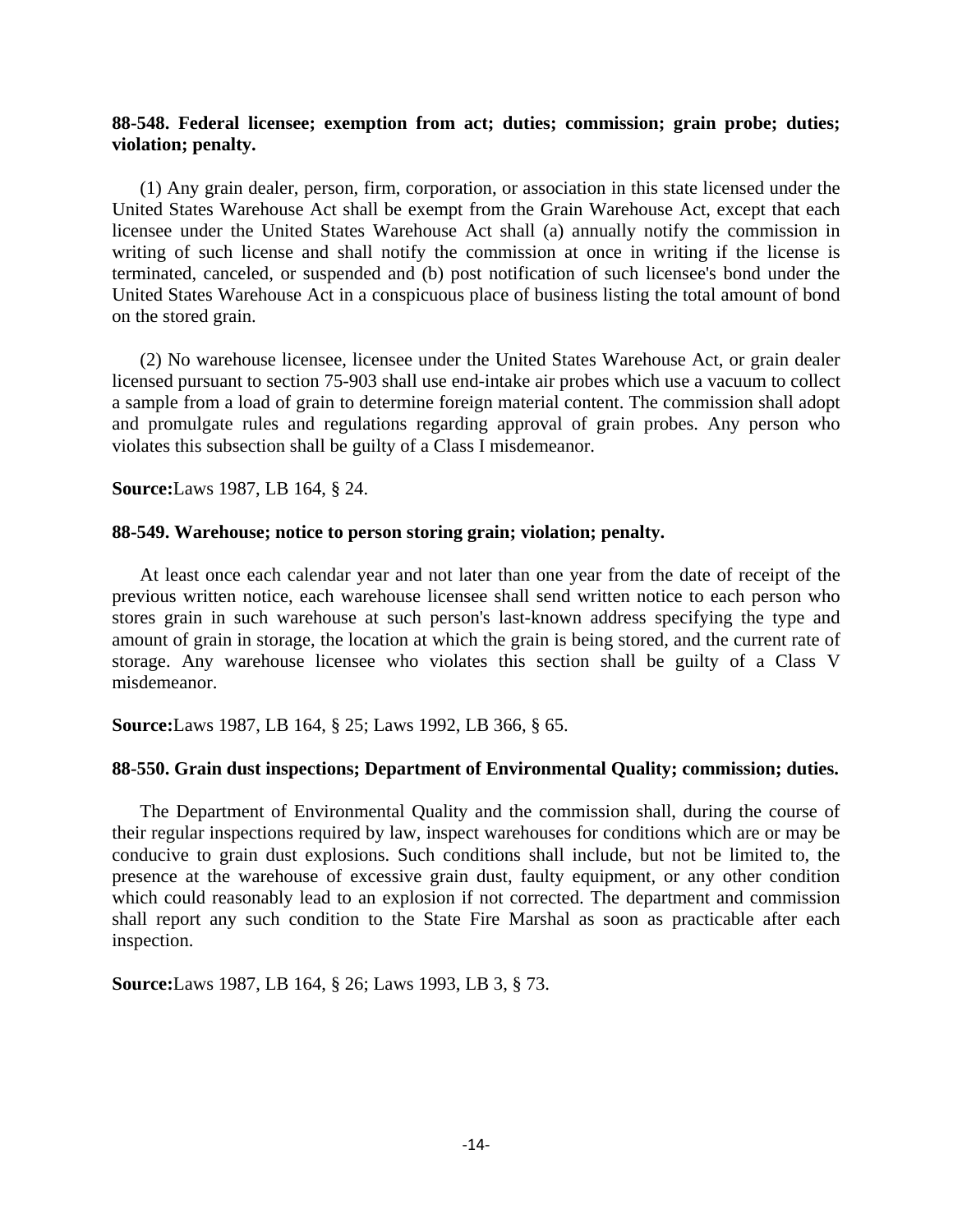**88-548. Federal licensee; exemption from act; duties; commission; grain probe; duties; violation; penalty.**

(1) Any grain dealer, person, firm, corporation, or association in this state licensed under the United States Warehouse Act shall be exempt from the Grain Warehouse Act, except that each licensee under the United States Warehouse Act shall (a) annually notify the commission in writing of such license and shall notify the commission at once in writing if the license is terminated, canceled, or suspended and (b) post notification of such licensee's bond under the United States Warehouse Act in a conspicuous place of business listing the total amount of bond on the stored grain.

(2) No warehouse licensee, licensee under the United States Warehouse Act, or grain dealer licensed pursuant to section 75-903 shall use end-intake air probes which use a vacuum to collect a sample from a load of grain to determine foreign material content. The commission shall adopt and promulgate rules and regulations regarding approval of grain probes. Any person who violates this subsection shall be guilty of a Class I misdemeanor.

**Source:**Laws 1987, LB 164, § 24.

**88-549. Warehouse; notice to person storing grain; violation; penalty.**

At least once each calendar year and not later than one year from the date of receipt of the previous written notice, each warehouse licensee shall send written notice to each person who stores grain in such warehouse at such person's last-known address specifying the type and amount of grain in storage, the location at which the grain is being stored, and the current rate of storage. Any warehouse licensee who violates this section shall be guilty of a Class V misdemeanor.

**Source:**Laws 1987, LB 164, § 25; Laws 1992, LB 366, § 65.

**88-550. Grain dust inspections; Department of Environmental Quality; commission; duties.**

The Department of Environmental Quality and the commission shall, during the course of their regular inspections required by law, inspect warehouses for conditions which are or may be conducive to grain dust explosions. Such conditions shall include, but not be limited to, the presence at the warehouse of excessive grain dust, faulty equipment, or any other condition which could reasonably lead to an explosion if not corrected. The department and commission shall report any such condition to the State Fire Marshal as soon as practicable after each inspection.

**Source:**Laws 1987, LB 164, § 26; Laws 1993, LB 3, § 73.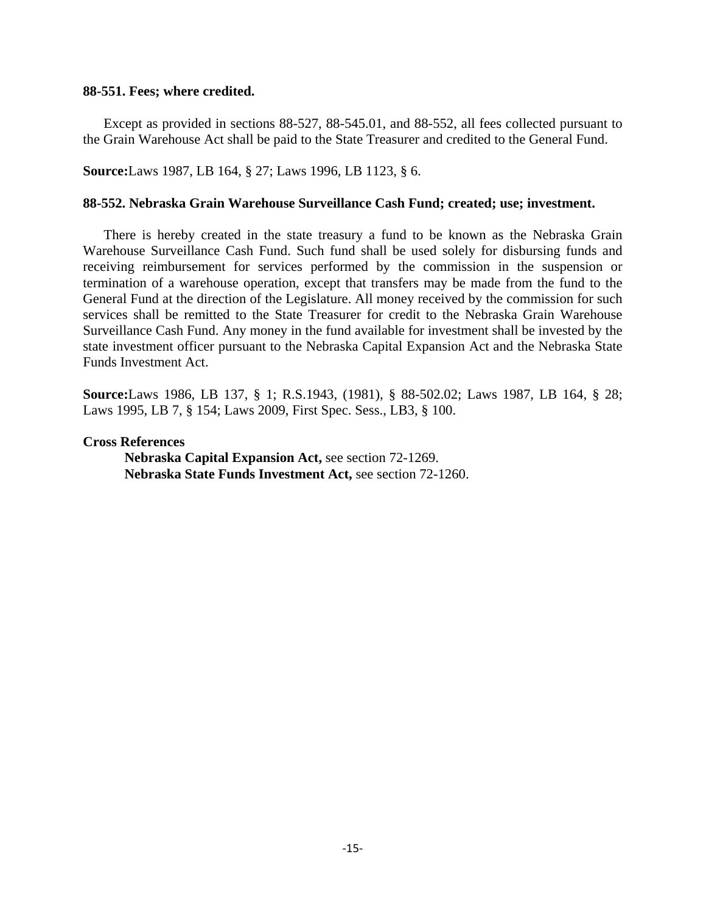**88-551. Fees; where credited.**

Except as provided in sections 88-527, 88-545.01, and 88-552, all fees collected pursuant to the Grain Warehouse Act shall be paid to the State Treasurer and credited to the General Fund.

**Source:**Laws 1987, LB 164, § 27; Laws 1996, LB 1123, § 6.

**88-552. Nebraska Grain Warehouse Surveillance Cash Fund; created; use; investment.**

There is hereby created in the state treasury a fund to be known as the Nebraska Grain Warehouse Surveillance Cash Fund. Such fund shall be used solely for disbursing funds and receiving reimbursement for services performed by the commission in the suspension or termination of a warehouse operation, except that transfers may be made from the fund to the General Fund at the direction of the Legislature. All money received by the commission for such services shall be remitted to the State Treasurer for credit to the Nebraska Grain Warehouse Surveillance Cash Fund. Any money in the fund available for investment shall be invested by the state investment officer pursuant to the Nebraska Capital Expansion Act and the Nebraska State Funds Investment Act.

**Source:**Laws 1986, LB 137, § 1; R.S.1943, (1981), § 88-502.02; Laws 1987, LB 164, § 28; Laws 1995, LB 7, § 154; Laws 2009, First Spec. Sess., LB3, § 100.

**Cross References**

**Nebraska Capital Expansion Act,** see section 72-1269.
**Nebraska State Funds Investment Act,** see section 72-1260.